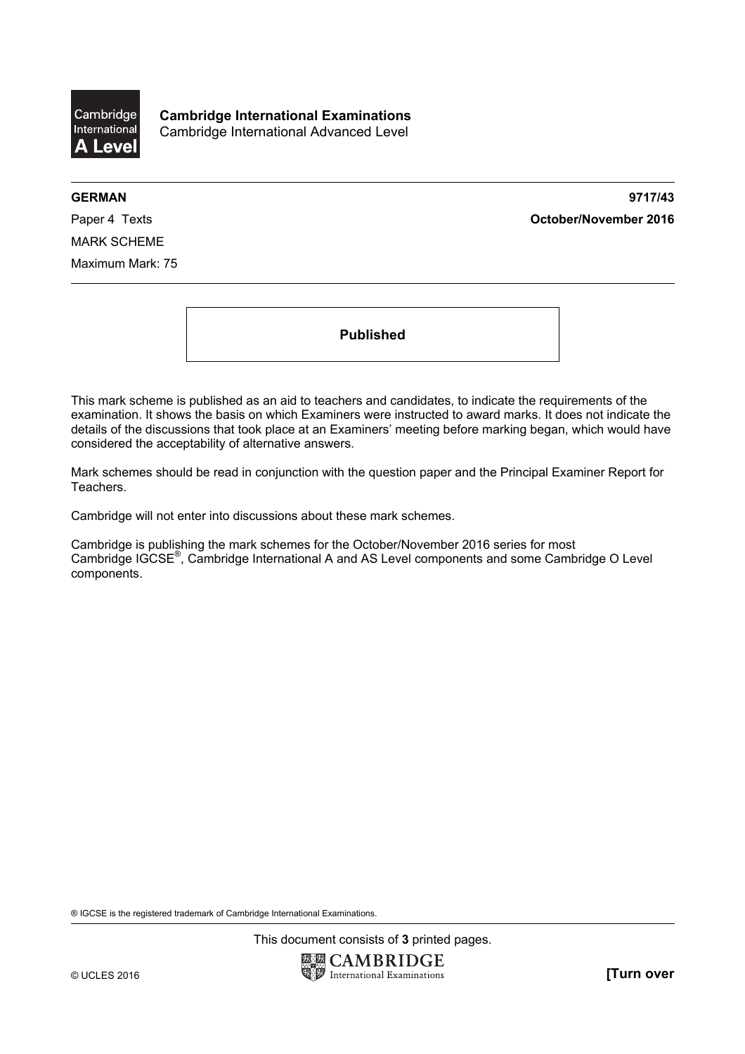**Cambridge International Examinations**
Cambridge International Advanced Level

**GERMAN** **9717/43**

Paper 4 Texts **October/November 2016**

MARK SCHEME

Maximum Mark: 75

**Published**

This mark scheme is published as an aid to teachers and candidates, to indicate the requirements of the examination. It shows the basis on which Examiners were instructed to award marks. It does not indicate the details of the discussions that took place at an Examiners' meeting before marking began, which would have considered the acceptability of alternative answers.

Mark schemes should be read in conjunction with the question paper and the Principal Examiner Report for Teachers.

Cambridge will not enter into discussions about these mark schemes.

Cambridge is publishing the mark schemes for the October/November 2016 series for most Cambridge IGCSE®, Cambridge International A and AS Level components and some Cambridge O Level components.

® IGCSE is the registered trademark of Cambridge International Examinations.

This document consists of **3** printed pages.

© UCLES 2016 **[Turn over**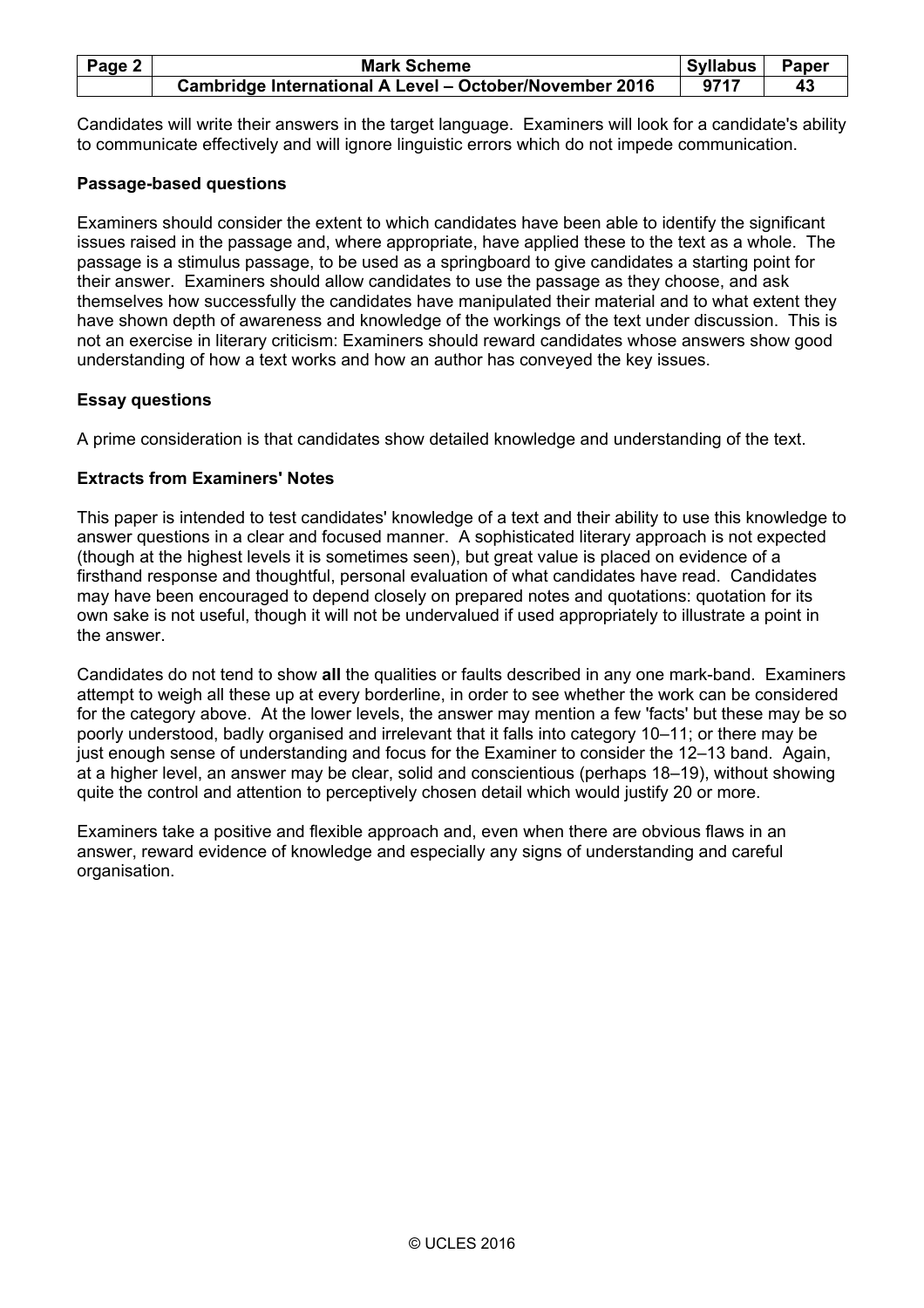Candidates will write their answers in the target language. Examiners will look for a candidate's ability to communicate effectively and will ignore linguistic errors which do not impede communication.

**Passage-based questions**

Examiners should consider the extent to which candidates have been able to identify the significant issues raised in the passage and, where appropriate, have applied these to the text as a whole. The passage is a stimulus passage, to be used as a springboard to give candidates a starting point for their answer. Examiners should allow candidates to use the passage as they choose, and ask themselves how successfully the candidates have manipulated their material and to what extent they have shown depth of awareness and knowledge of the workings of the text under discussion. This is not an exercise in literary criticism: Examiners should reward candidates whose answers show good understanding of how a text works and how an author has conveyed the key issues.

**Essay questions**

A prime consideration is that candidates show detailed knowledge and understanding of the text.

**Extracts from Examiners' Notes**

This paper is intended to test candidates' knowledge of a text and their ability to use this knowledge to answer questions in a clear and focused manner. A sophisticated literary approach is not expected (though at the highest levels it is sometimes seen), but great value is placed on evidence of a firsthand response and thoughtful, personal evaluation of what candidates have read. Candidates may have been encouraged to depend closely on prepared notes and quotations: quotation for its own sake is not useful, though it will not be undervalued if used appropriately to illustrate a point in the answer.

Candidates do not tend to show **all** the qualities or faults described in any one mark-band. Examiners attempt to weigh all these up at every borderline, in order to see whether the work can be considered for the category above. At the lower levels, the answer may mention a few 'facts' but these may be so poorly understood, badly organised and irrelevant that it falls into category 10–11; or there may be just enough sense of understanding and focus for the Examiner to consider the 12–13 band. Again, at a higher level, an answer may be clear, solid and conscientious (perhaps 18–19), without showing quite the control and attention to perceptively chosen detail which would justify 20 or more.

Examiners take a positive and flexible approach and, even when there are obvious flaws in an answer, reward evidence of knowledge and especially any signs of understanding and careful organisation.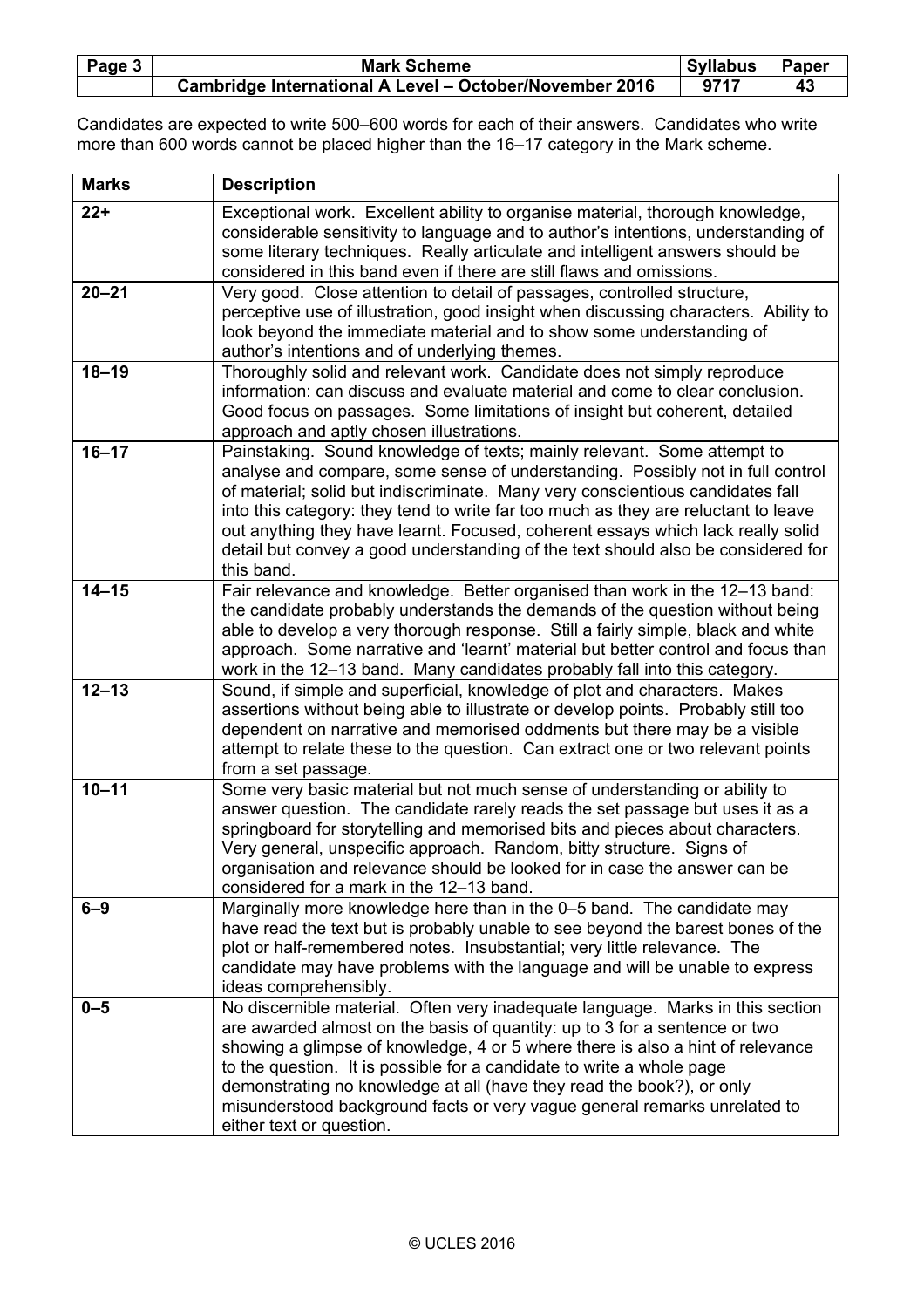Candidates are expected to write 500–600 words for each of their answers. Candidates who write more than 600 words cannot be placed higher than the 16–17 category in the Mark scheme.

| Marks | Description |
|---|---|
| 22+ | Exceptional work. Excellent ability to organise material, thorough knowledge, considerable sensitivity to language and to author's intentions, understanding of some literary techniques. Really articulate and intelligent answers should be considered in this band even if there are still flaws and omissions. |
| 20–21 | Very good. Close attention to detail of passages, controlled structure, perceptive use of illustration, good insight when discussing characters. Ability to look beyond the immediate material and to show some understanding of author's intentions and of underlying themes. |
| 18–19 | Thoroughly solid and relevant work. Candidate does not simply reproduce information: can discuss and evaluate material and come to clear conclusion. Good focus on passages. Some limitations of insight but coherent, detailed approach and aptly chosen illustrations. |
| 16–17 | Painstaking. Sound knowledge of texts; mainly relevant. Some attempt to analyse and compare, some sense of understanding. Possibly not in full control of material; solid but indiscriminate. Many very conscientious candidates fall into this category: they tend to write far too much as they are reluctant to leave out anything they have learnt. Focused, coherent essays which lack really solid detail but convey a good understanding of the text should also be considered for this band. |
| 14–15 | Fair relevance and knowledge. Better organised than work in the 12–13 band: the candidate probably understands the demands of the question without being able to develop a very thorough response. Still a fairly simple, black and white approach. Some narrative and 'learnt' material but better control and focus than work in the 12–13 band. Many candidates probably fall into this category. |
| 12–13 | Sound, if simple and superficial, knowledge of plot and characters. Makes assertions without being able to illustrate or develop points. Probably still too dependent on narrative and memorised oddments but there may be a visible attempt to relate these to the question. Can extract one or two relevant points from a set passage. |
| 10–11 | Some very basic material but not much sense of understanding or ability to answer question. The candidate rarely reads the set passage but uses it as a springboard for storytelling and memorised bits and pieces about characters. Very general, unspecific approach. Random, bitty structure. Signs of organisation and relevance should be looked for in case the answer can be considered for a mark in the 12–13 band. |
| 6–9 | Marginally more knowledge here than in the 0–5 band. The candidate may have read the text but is probably unable to see beyond the barest bones of the plot or half-remembered notes. Insubstantial; very little relevance. The candidate may have problems with the language and will be unable to express ideas comprehensibly. |
| 0–5 | No discernible material. Often very inadequate language. Marks in this section are awarded almost on the basis of quantity: up to 3 for a sentence or two showing a glimpse of knowledge, 4 or 5 where there is also a hint of relevance to the question. It is possible for a candidate to write a whole page demonstrating no knowledge at all (have they read the book?), or only misunderstood background facts or very vague general remarks unrelated to either text or question. |